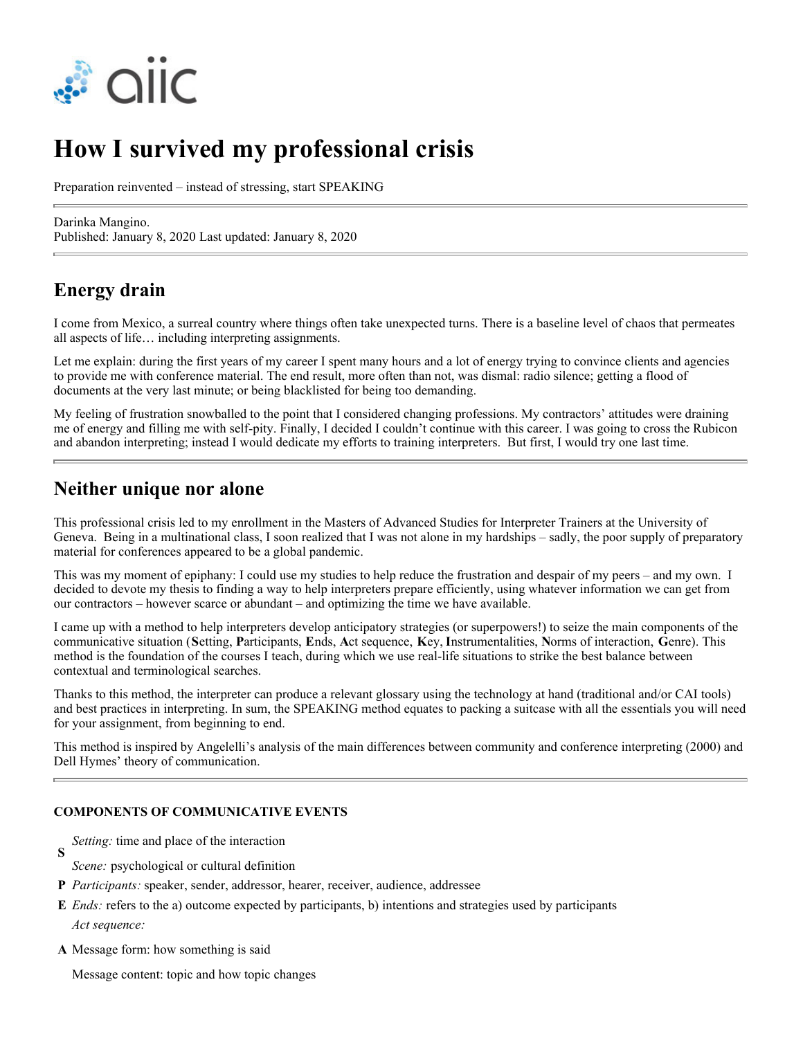# How I survived my professional crisis

Preparation reinvented – instead of stressing, start SPEAKING

---

Darinka Mangino.
Published: January 8, 2020 Last updated: January 8, 2020

---

## Energy drain

I come from Mexico, a surreal country where things often take unexpected turns. There is a baseline level of chaos that permeates all aspects of life… including interpreting assignments.

Let me explain: during the first years of my career I spent many hours and a lot of energy trying to convince clients and agencies to provide me with conference material. The end result, more often than not, was dismal: radio silence; getting a flood of documents at the very last minute; or being blacklisted for being too demanding.

My feeling of frustration snowballed to the point that I considered changing professions. My contractors' attitudes were draining me of energy and filling me with self-pity. Finally, I decided I couldn't continue with this career. I was going to cross the Rubicon and abandon interpreting; instead I would dedicate my efforts to training interpreters. But first, I would try one last time.

---

## Neither unique nor alone

This professional crisis led to my enrollment in the Masters of Advanced Studies for Interpreter Trainers at the University of Geneva. Being in a multinational class, I soon realized that I was not alone in my hardships – sadly, the poor supply of preparatory material for conferences appeared to be a global pandemic.

This was my moment of epiphany: I could use my studies to help reduce the frustration and despair of my peers – and my own. I decided to devote my thesis to finding a way to help interpreters prepare efficiently, using whatever information we can get from our contractors – however scarce or abundant – and optimizing the time we have available.

I came up with a method to help interpreters develop anticipatory strategies (or superpowers!) to seize the main components of the communicative situation (**S**etting, **P**articipants, **E**nds, **A**ct sequence, **K**ey, **I**nstrumentalities, **N**orms of interaction, **G**enre). This method is the foundation of the courses I teach, during which we use real-life situations to strike the best balance between contextual and terminological searches.

Thanks to this method, the interpreter can produce a relevant glossary using the technology at hand (traditional and/or CAI tools) and best practices in interpreting. In sum, the SPEAKING method equates to packing a suitcase with all the essentials you will need for your assignment, from beginning to end.

This method is inspired by Angelelli's analysis of the main differences between community and conference interpreting (2000) and Dell Hymes' theory of communication.

---

#### COMPONENTS OF COMMUNICATIVE EVENTS

| | |
|---|---|
| **S** | *Setting:* time and place of the interaction<br>*Scene:* psychological or cultural definition |
| **P** | *Participants:* speaker, sender, addressor, hearer, receiver, audience, addressee |
| **E** | *Ends:* refers to the a) outcome expected by participants, b) intentions and strategies used by participants |
| **A** | *Act sequence:*<br>Message form: how something is said<br>Message content: topic and how topic changes |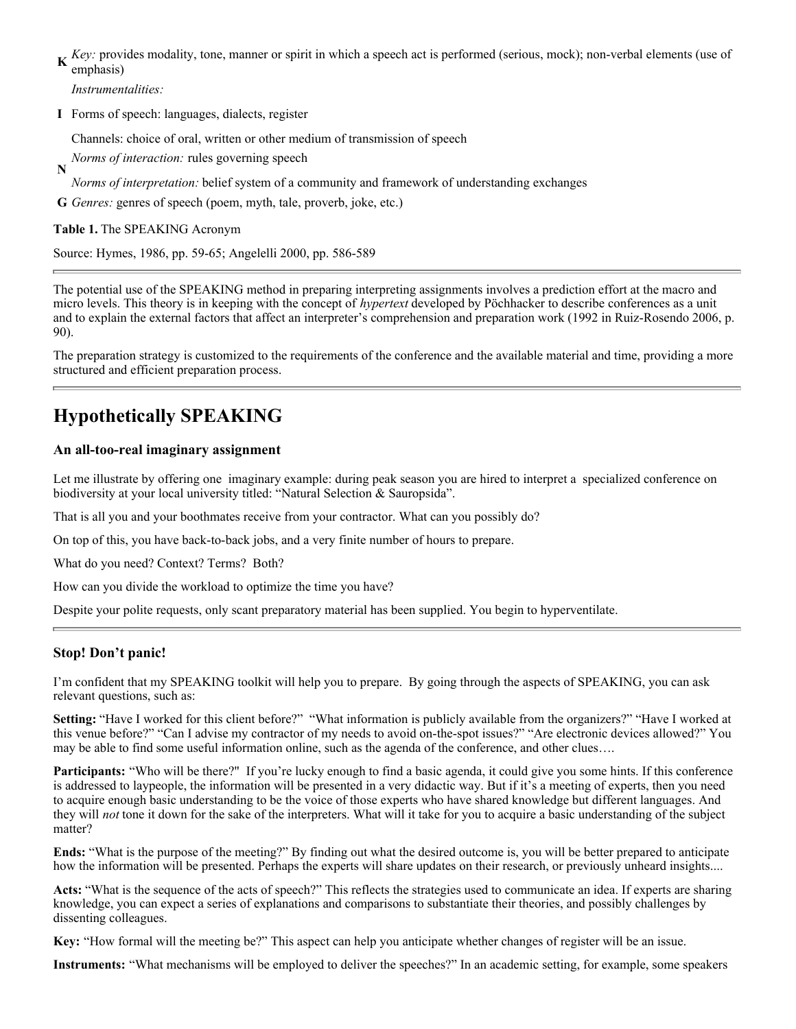| | |
|---|---|
| K | *Key:* provides modality, tone, manner or spirit in which a speech act is performed (serious, mock); non-verbal elements (use of emphasis) |
| I | *Instrumentalities:*<br>Forms of speech: languages, dialects, register<br>Channels: choice of oral, written or other medium of transmission of speech |
| N | *Norms of interaction:* rules governing speech<br>*Norms of interpretation:* belief system of a community and framework of understanding exchanges |
| G | *Genres:* genres of speech (poem, myth, tale, proverb, joke, etc.) |

**Table 1.** The SPEAKING Acronym

Source: Hymes, 1986, pp. 59-65; Angelelli 2000, pp. 586-589

The potential use of the SPEAKING method in preparing interpreting assignments involves a prediction effort at the macro and micro levels. This theory is in keeping with the concept of *hypertext* developed by Pöchhacker to describe conferences as a unit and to explain the external factors that affect an interpreter's comprehension and preparation work (1992 in Ruiz-Rosendo 2006, p. 90).

The preparation strategy is customized to the requirements of the conference and the available material and time, providing a more structured and efficient preparation process.

## Hypothetically SPEAKING

### An all-too-real imaginary assignment

Let me illustrate by offering one imaginary example: during peak season you are hired to interpret a specialized conference on biodiversity at your local university titled: "Natural Selection & Sauropsida".

That is all you and your boothmates receive from your contractor. What can you possibly do?

On top of this, you have back-to-back jobs, and a very finite number of hours to prepare.

What do you need? Context? Terms? Both?

How can you divide the workload to optimize the time you have?

Despite your polite requests, only scant preparatory material has been supplied. You begin to hyperventilate.

### Stop! Don't panic!

I'm confident that my SPEAKING toolkit will help you to prepare. By going through the aspects of SPEAKING, you can ask relevant questions, such as:

**Setting:** "Have I worked for this client before?" "What information is publicly available from the organizers?" "Have I worked at this venue before?" "Can I advise my contractor of my needs to avoid on-the-spot issues?" "Are electronic devices allowed?" You may be able to find some useful information online, such as the agenda of the conference, and other clues….

**Participants:** "Who will be there?" If you're lucky enough to find a basic agenda, it could give you some hints. If this conference is addressed to laypeople, the information will be presented in a very didactic way. But if it's a meeting of experts, then you need to acquire enough basic understanding to be the voice of those experts who have shared knowledge but different languages. And they will *not* tone it down for the sake of the interpreters. What will it take for you to acquire a basic understanding of the subject matter?

**Ends:** "What is the purpose of the meeting?" By finding out what the desired outcome is, you will be better prepared to anticipate how the information will be presented. Perhaps the experts will share updates on their research, or previously unheard insights....

**Acts:** "What is the sequence of the acts of speech?" This reflects the strategies used to communicate an idea. If experts are sharing knowledge, you can expect a series of explanations and comparisons to substantiate their theories, and possibly challenges by dissenting colleagues.

**Key:** "How formal will the meeting be?" This aspect can help you anticipate whether changes of register will be an issue.

**Instruments:** "What mechanisms will be employed to deliver the speeches?" In an academic setting, for example, some speakers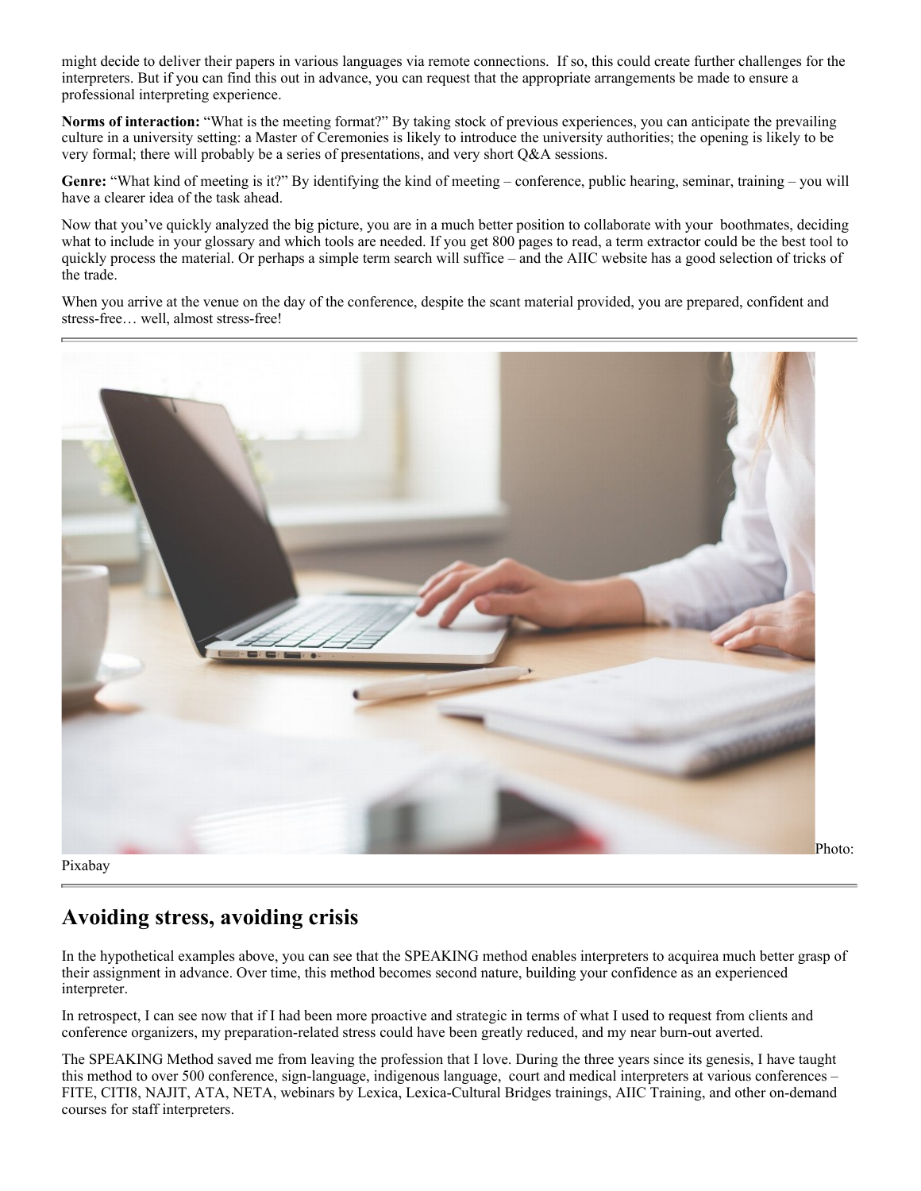might decide to deliver their papers in various languages via remote connections. If so, this could create further challenges for the interpreters. But if you can find this out in advance, you can request that the appropriate arrangements be made to ensure a professional interpreting experience.

**Norms of interaction:** "What is the meeting format?" By taking stock of previous experiences, you can anticipate the prevailing culture in a university setting: a Master of Ceremonies is likely to introduce the university authorities; the opening is likely to be very formal; there will probably be a series of presentations, and very short Q&A sessions.

**Genre:** "What kind of meeting is it?" By identifying the kind of meeting – conference, public hearing, seminar, training – you will have a clearer idea of the task ahead.

Now that you've quickly analyzed the big picture, you are in a much better position to collaborate with your boothmates, deciding what to include in your glossary and which tools are needed. If you get 800 pages to read, a term extractor could be the best tool to quickly process the material. Or perhaps a simple term search will suffice – and the AIIC website has a good selection of tricks of the trade.

When you arrive at the venue on the day of the conference, despite the scant material provided, you are prepared, confident and stress-free… well, almost stress-free!

---

Photo: Pixabay

---

## Avoiding stress, avoiding crisis

In the hypothetical examples above, you can see that the SPEAKING method enables interpreters to acquirea much better grasp of their assignment in advance. Over time, this method becomes second nature, building your confidence as an experienced interpreter.

In retrospect, I can see now that if I had been more proactive and strategic in terms of what I used to request from clients and conference organizers, my preparation-related stress could have been greatly reduced, and my near burn-out averted.

The SPEAKING Method saved me from leaving the profession that I love. During the three years since its genesis, I have taught this method to over 500 conference, sign-language, indigenous language, court and medical interpreters at various conferences – FITE, CITI8, NAJIT, ATA, NETA, webinars by Lexica, Lexica-Cultural Bridges trainings, AIIC Training, and other on-demand courses for staff interpreters.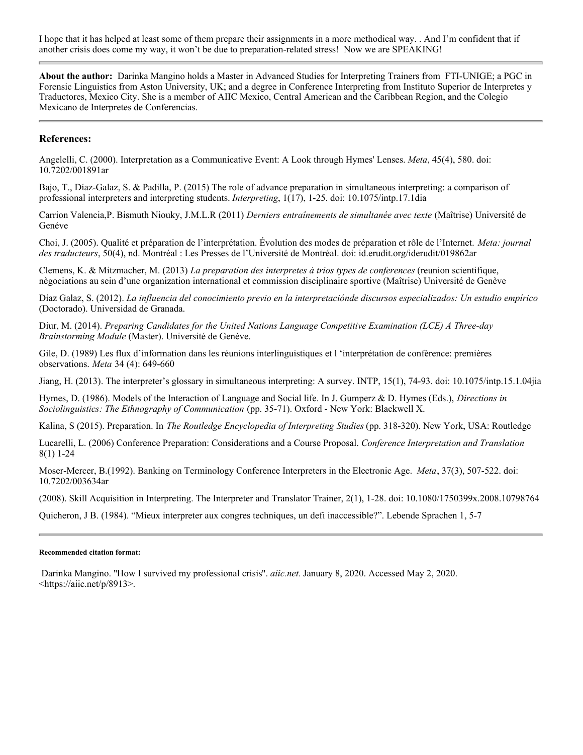I hope that it has helped at least some of them prepare their assignments in a more methodical way. . And I'm confident that if another crisis does come my way, it won't be due to preparation-related stress! Now we are SPEAKING!

---

**About the author:** Darinka Mangino holds a Master in Advanced Studies for Interpreting Trainers from FTI-UNIGE; a PGC in Forensic Linguistics from Aston University, UK; and a degree in Conference Interpreting from Instituto Superior de Interpretes y Traductores, Mexico City. She is a member of AIIC Mexico, Central American and the Caribbean Region, and the Colegio Mexicano de Interpretes de Conferencias.

---

### References:

Angelelli, C. (2000). Interpretation as a Communicative Event: A Look through Hymes' Lenses. *Meta*, 45(4), 580. doi: 10.7202/001891ar

Bajo, T., Díaz-Galaz, S. & Padilla, P. (2015) The role of advance preparation in simultaneous interpreting: a comparison of professional interpreters and interpreting students. *Interpreting*, 1(17), 1-25. doi: 10.1075/intp.17.1dia

Carrion Valencia,P. Bismuth Niouky, J.M.L.R (2011) *Derniers entraînements de simultanée avec texte* (Maîtrise) Université de Genéve

Choi, J. (2005). Qualité et préparation de l'interprétation. Évolution des modes de préparation et rôle de l'Internet. *Meta: journal des traducteurs*, 50(4), nd. Montréal : Les Presses de l'Université de Montréal. doi: id.erudit.org/iderudit/019862ar

Clemens, K. & Mitzmacher, M. (2013) *La preparation des interpretes à trios types de conferences* (reunion scientifique, nègociations au sein d'une organization international et commission disciplinaire sportive (Maîtrise) Université de Genève

Díaz Galaz, S. (2012). *La influencia del conocimiento previo en la interpretaciónde discursos especializados: Un estudio empírico* (Doctorado). Universidad de Granada.

Diur, M. (2014). *Preparing Candidates for the United Nations Language Competitive Examination (LCE) A Three-day Brainstorming Module* (Master). Université de Genève.

Gile, D. (1989) Les flux d'information dans les réunions interlinguistiques et l 'interprétation de conférence: premières observations. *Meta* 34 (4): 649-660

Jiang, H. (2013). The interpreter's glossary in simultaneous interpreting: A survey. INTP, 15(1), 74-93. doi: 10.1075/intp.15.1.04jia

Hymes, D. (1986). Models of the Interaction of Language and Social life. In J. Gumperz & D. Hymes (Eds.), *Directions in Sociolinguistics: The Ethnography of Communication* (pp. 35-71). Oxford - New York: Blackwell X.

Kalina, S (2015). Preparation. In *The Routledge Encyclopedia of Interpreting Studies* (pp. 318-320). New York, USA: Routledge

Lucarelli, L. (2006) Conference Preparation: Considerations and a Course Proposal. *Conference Interpretation and Translation* 8(1) 1-24

Moser-Mercer, B.(1992). Banking on Terminology Conference Interpreters in the Electronic Age. *Meta*, 37(3), 507-522. doi: 10.7202/003634ar

(2008). Skill Acquisition in Interpreting. The Interpreter and Translator Trainer, 2(1), 1-28. doi: 10.1080/1750399x.2008.10798764

Quicheron, J B. (1984). "Mieux interpreter aux congres techniques, un defi inaccessible?". Lebende Sprachen 1, 5-7

---

**Recommended citation format:**

Darinka Mangino. "How I survived my professional crisis". *aiic.net.* January 8, 2020. Accessed May 2, 2020. <https://aiic.net/p/8913>.